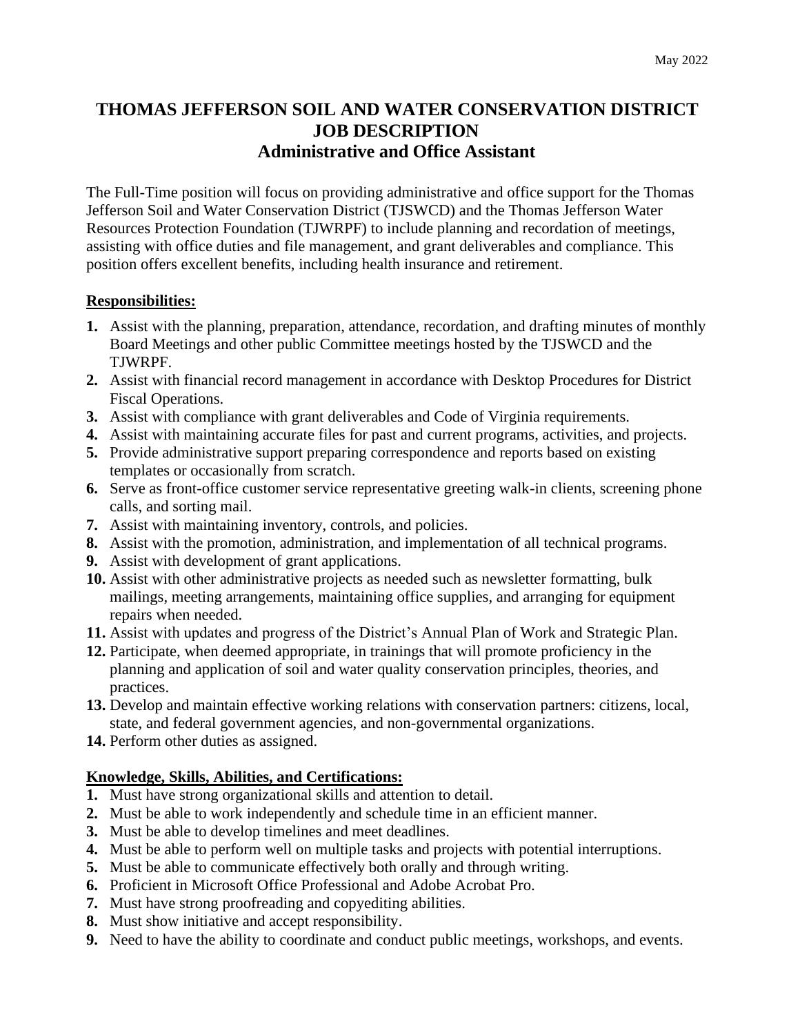May 2022

# THOMAS JEFFERSON SOIL AND WATER CONSERVATION DISTRICT JOB DESCRIPTION
## Administrative and Office Assistant

The Full-Time position will focus on providing administrative and office support for the Thomas Jefferson Soil and Water Conservation District (TJSWCD) and the Thomas Jefferson Water Resources Protection Foundation (TJWRPF) to include planning and recordation of meetings, assisting with office duties and file management, and grant deliverables and compliance. This position offers excellent benefits, including health insurance and retirement.

**Responsibilities:**

1. Assist with the planning, preparation, attendance, recordation, and drafting minutes of monthly Board Meetings and other public Committee meetings hosted by the TJSWCD and the TJWRPF.
2. Assist with financial record management in accordance with Desktop Procedures for District Fiscal Operations.
3. Assist with compliance with grant deliverables and Code of Virginia requirements.
4. Assist with maintaining accurate files for past and current programs, activities, and projects.
5. Provide administrative support preparing correspondence and reports based on existing templates or occasionally from scratch.
6. Serve as front-office customer service representative greeting walk-in clients, screening phone calls, and sorting mail.
7. Assist with maintaining inventory, controls, and policies.
8. Assist with the promotion, administration, and implementation of all technical programs.
9. Assist with development of grant applications.
10. Assist with other administrative projects as needed such as newsletter formatting, bulk mailings, meeting arrangements, maintaining office supplies, and arranging for equipment repairs when needed.
11. Assist with updates and progress of the District's Annual Plan of Work and Strategic Plan.
12. Participate, when deemed appropriate, in trainings that will promote proficiency in the planning and application of soil and water quality conservation principles, theories, and practices.
13. Develop and maintain effective working relations with conservation partners: citizens, local, state, and federal government agencies, and non-governmental organizations.
14. Perform other duties as assigned.

**Knowledge, Skills, Abilities, and Certifications:**

1. Must have strong organizational skills and attention to detail.
2. Must be able to work independently and schedule time in an efficient manner.
3. Must be able to develop timelines and meet deadlines.
4. Must be able to perform well on multiple tasks and projects with potential interruptions.
5. Must be able to communicate effectively both orally and through writing.
6. Proficient in Microsoft Office Professional and Adobe Acrobat Pro.
7. Must have strong proofreading and copyediting abilities.
8. Must show initiative and accept responsibility.
9. Need to have the ability to coordinate and conduct public meetings, workshops, and events.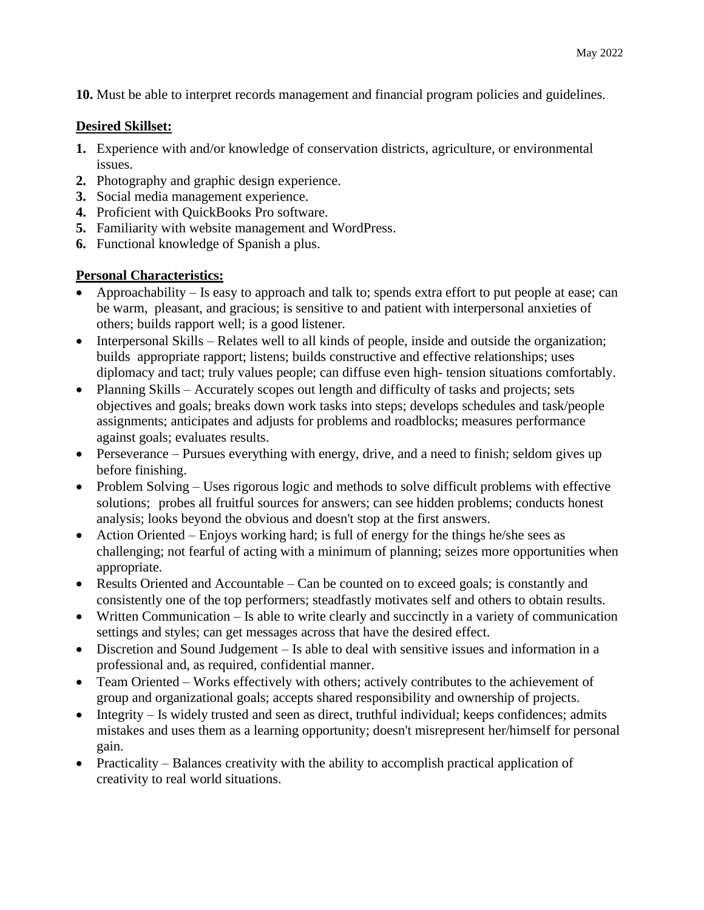**10.** Must be able to interpret records management and financial program policies and guidelines.

**Desired Skillset:**

1. Experience with and/or knowledge of conservation districts, agriculture, or environmental issues.
2. Photography and graphic design experience.
3. Social media management experience.
4. Proficient with QuickBooks Pro software.
5. Familiarity with website management and WordPress.
6. Functional knowledge of Spanish a plus.

**Personal Characteristics:**

- Approachability – Is easy to approach and talk to; spends extra effort to put people at ease; can be warm, pleasant, and gracious; is sensitive to and patient with interpersonal anxieties of others; builds rapport well; is a good listener.
- Interpersonal Skills – Relates well to all kinds of people, inside and outside the organization; builds appropriate rapport; listens; builds constructive and effective relationships; uses diplomacy and tact; truly values people; can diffuse even high- tension situations comfortably.
- Planning Skills – Accurately scopes out length and difficulty of tasks and projects; sets objectives and goals; breaks down work tasks into steps; develops schedules and task/people assignments; anticipates and adjusts for problems and roadblocks; measures performance against goals; evaluates results.
- Perseverance – Pursues everything with energy, drive, and a need to finish; seldom gives up before finishing.
- Problem Solving – Uses rigorous logic and methods to solve difficult problems with effective solutions; probes all fruitful sources for answers; can see hidden problems; conducts honest analysis; looks beyond the obvious and doesn't stop at the first answers.
- Action Oriented – Enjoys working hard; is full of energy for the things he/she sees as challenging; not fearful of acting with a minimum of planning; seizes more opportunities when appropriate.
- Results Oriented and Accountable – Can be counted on to exceed goals; is constantly and consistently one of the top performers; steadfastly motivates self and others to obtain results.
- Written Communication – Is able to write clearly and succinctly in a variety of communication settings and styles; can get messages across that have the desired effect.
- Discretion and Sound Judgement – Is able to deal with sensitive issues and information in a professional and, as required, confidential manner.
- Team Oriented – Works effectively with others; actively contributes to the achievement of group and organizational goals; accepts shared responsibility and ownership of projects.
- Integrity – Is widely trusted and seen as direct, truthful individual; keeps confidences; admits mistakes and uses them as a learning opportunity; doesn't misrepresent her/himself for personal gain.
- Practicality – Balances creativity with the ability to accomplish practical application of creativity to real world situations.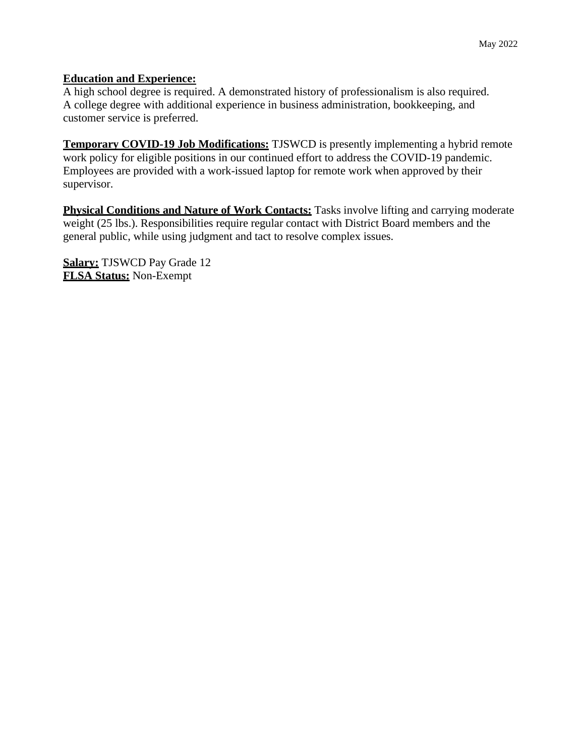**Education and Experience:**
A high school degree is required. A demonstrated history of professionalism is also required. A college degree with additional experience in business administration, bookkeeping, and customer service is preferred.

**Temporary COVID-19 Job Modifications:** TJSWCD is presently implementing a hybrid remote work policy for eligible positions in our continued effort to address the COVID-19 pandemic. Employees are provided with a work-issued laptop for remote work when approved by their supervisor.

**Physical Conditions and Nature of Work Contacts:** Tasks involve lifting and carrying moderate weight (25 lbs.). Responsibilities require regular contact with District Board members and the general public, while using judgment and tact to resolve complex issues.

**Salary:** TJSWCD Pay Grade 12
**FLSA Status:** Non-Exempt